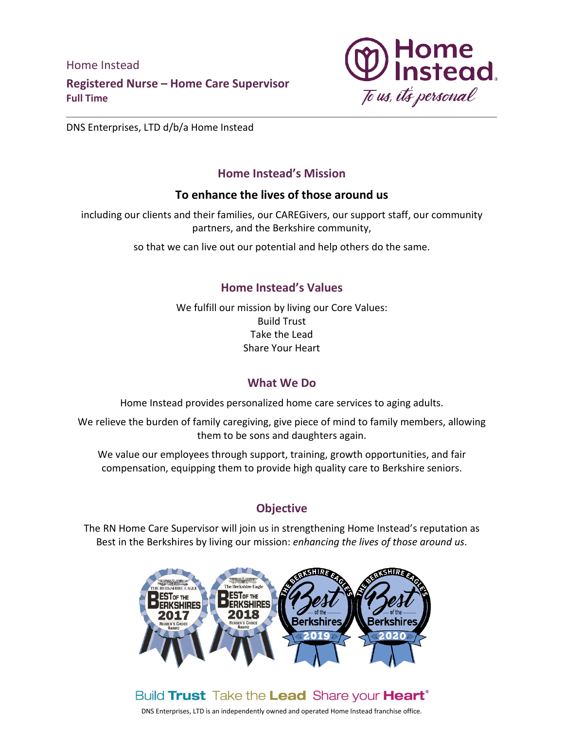Home Instead

## Registered Nurse – Home Care Supervisor

**Full Time**

DNS Enterprises, LTD d/b/a Home Instead

## Home Instead's Mission

**To enhance the lives of those around us**

including our clients and their families, our CAREGivers, our support staff, our community partners, and the Berkshire community,

so that we can live out our potential and help others do the same.

## Home Instead's Values

We fulfill our mission by living our Core Values:
Build Trust
Take the Lead
Share Your Heart

## What We Do

Home Instead provides personalized home care services to aging adults.

We relieve the burden of family caregiving, give piece of mind to family members, allowing them to be sons and daughters again.

We value our employees through support, training, growth opportunities, and fair compensation, equipping them to provide high quality care to Berkshire seniors.

## Objective

The RN Home Care Supervisor will join us in strengthening Home Instead's reputation as Best in the Berkshires by living our mission: *enhancing the lives of those around us*.

Build **Trust** Take the **Lead** Share your **Heart**®

DNS Enterprises, LTD is an independently owned and operated Home Instead franchise office.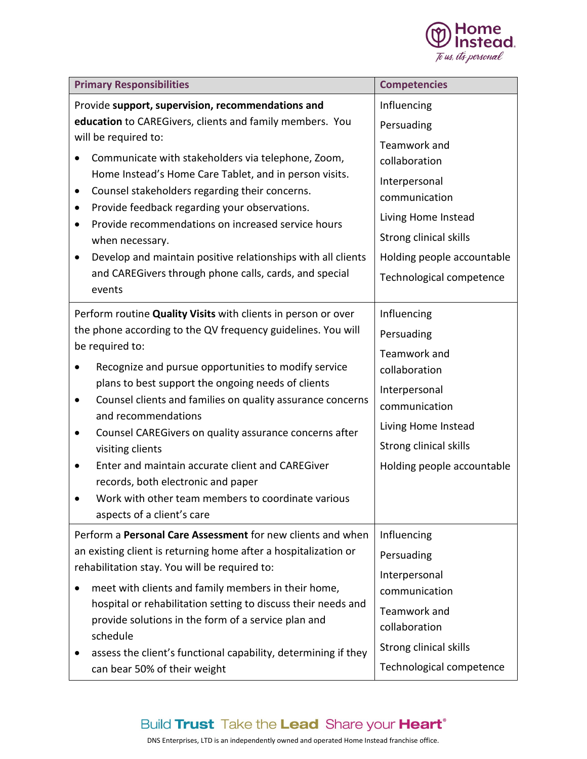| Primary Responsibilities | Competencies |
|---|---|
| Provide **support, supervision, recommendations and education** to CAREGivers, clients and family members. You will be required to:<br>• Communicate with stakeholders via telephone, Zoom, Home Instead's Home Care Tablet, and in person visits.<br>• Counsel stakeholders regarding their concerns.<br>• Provide feedback regarding your observations.<br>• Provide recommendations on increased service hours when necessary.<br>• Develop and maintain positive relationships with all clients and CAREGivers through phone calls, cards, and special events | Influencing<br>Persuading<br>Teamwork and collaboration<br>Interpersonal communication<br>Living Home Instead<br>Strong clinical skills<br>Holding people accountable<br>Technological competence |
| Perform routine **Quality Visits** with clients in person or over the phone according to the QV frequency guidelines. You will be required to:<br>• Recognize and pursue opportunities to modify service plans to best support the ongoing needs of clients<br>• Counsel clients and families on quality assurance concerns and recommendations<br>• Counsel CAREGivers on quality assurance concerns after visiting clients<br>• Enter and maintain accurate client and CAREGiver records, both electronic and paper<br>• Work with other team members to coordinate various aspects of a client's care | Influencing<br>Persuading<br>Teamwork and collaboration<br>Interpersonal communication<br>Living Home Instead<br>Strong clinical skills<br>Holding people accountable |
| Perform a **Personal Care Assessment** for new clients and when an existing client is returning home after a hospitalization or rehabilitation stay. You will be required to:<br>• meet with clients and family members in their home, hospital or rehabilitation setting to discuss their needs and provide solutions in the form of a service plan and schedule<br>• assess the client's functional capability, determining if they can bear 50% of their weight | Influencing<br>Persuading<br>Interpersonal communication<br>Teamwork and collaboration<br>Strong clinical skills<br>Technological competence |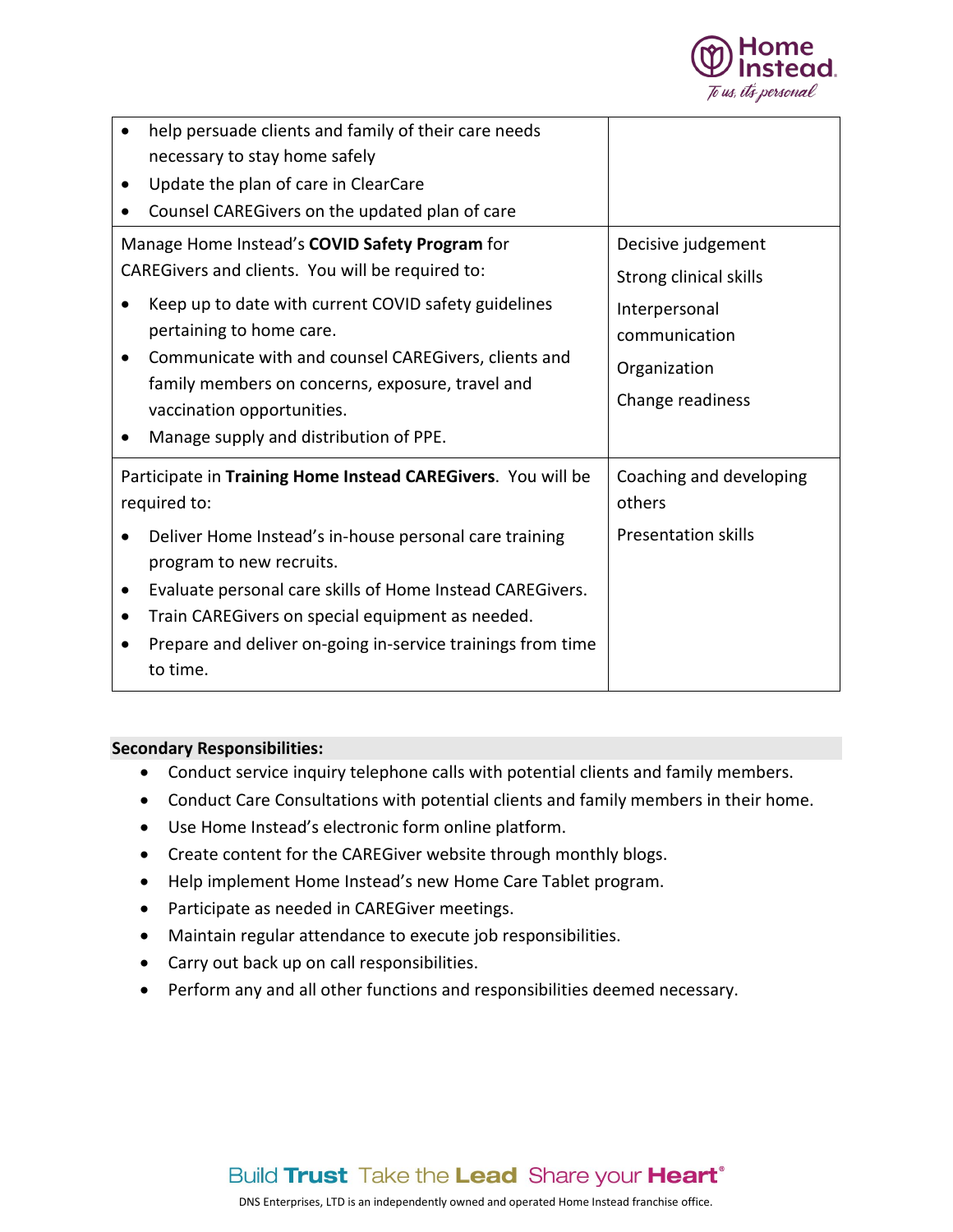| | |
|---|---|
| • help persuade clients and family of their care needs necessary to stay home safely<br>• Update the plan of care in ClearCare<br>• Counsel CAREGivers on the updated plan of care | |
| Manage Home Instead's **COVID Safety Program** for CAREGivers and clients. You will be required to:<br>• Keep up to date with current COVID safety guidelines pertaining to home care.<br>• Communicate with and counsel CAREGivers, clients and family members on concerns, exposure, travel and vaccination opportunities.<br>• Manage supply and distribution of PPE. | Decisive judgement<br>Strong clinical skills<br>Interpersonal communication<br>Organization<br>Change readiness |
| Participate in **Training Home Instead CAREGivers**. You will be required to:<br>• Deliver Home Instead's in-house personal care training program to new recruits.<br>• Evaluate personal care skills of Home Instead CAREGivers.<br>• Train CAREGivers on special equipment as needed.<br>• Prepare and deliver on-going in-service trainings from time to time. | Coaching and developing others<br>Presentation skills |

**Secondary Responsibilities:**

- Conduct service inquiry telephone calls with potential clients and family members.
- Conduct Care Consultations with potential clients and family members in their home.
- Use Home Instead's electronic form online platform.
- Create content for the CAREGiver website through monthly blogs.
- Help implement Home Instead's new Home Care Tablet program.
- Participate as needed in CAREGiver meetings.
- Maintain regular attendance to execute job responsibilities.
- Carry out back up on call responsibilities.
- Perform any and all other functions and responsibilities deemed necessary.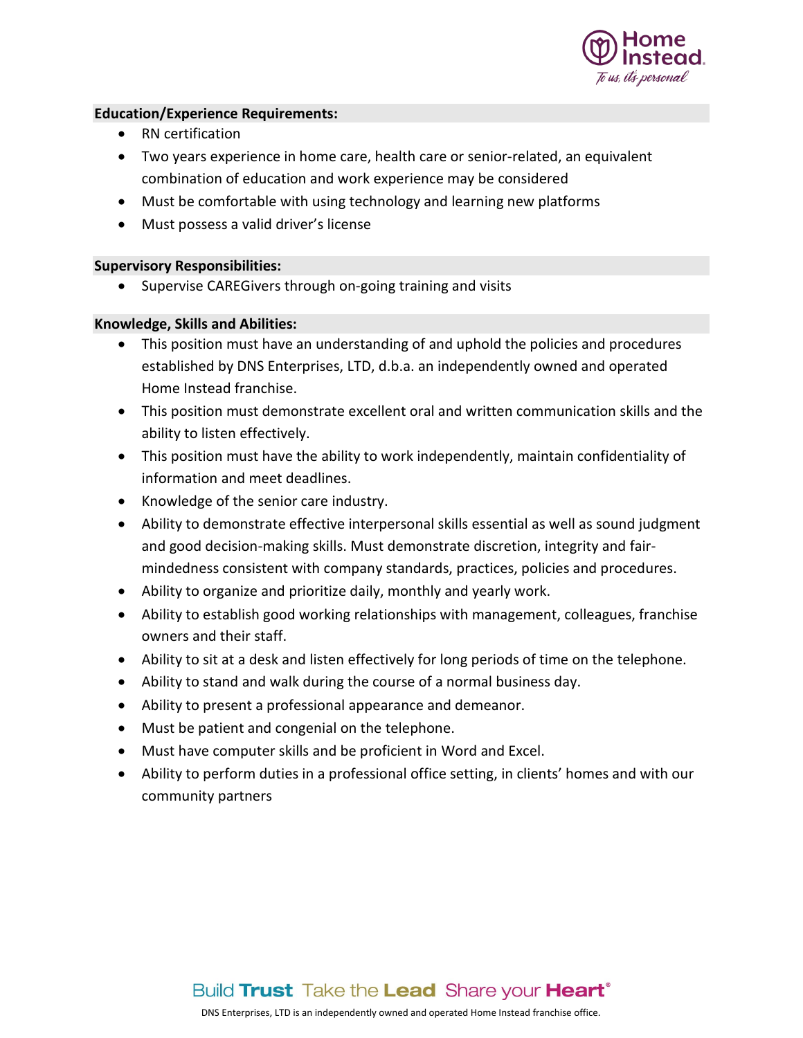**Education/Experience Requirements:**

- RN certification
- Two years experience in home care, health care or senior-related, an equivalent combination of education and work experience may be considered
- Must be comfortable with using technology and learning new platforms
- Must possess a valid driver's license

**Supervisory Responsibilities:**

- Supervise CAREGivers through on-going training and visits

**Knowledge, Skills and Abilities:**

- This position must have an understanding of and uphold the policies and procedures established by DNS Enterprises, LTD, d.b.a. an independently owned and operated Home Instead franchise.
- This position must demonstrate excellent oral and written communication skills and the ability to listen effectively.
- This position must have the ability to work independently, maintain confidentiality of information and meet deadlines.
- Knowledge of the senior care industry.
- Ability to demonstrate effective interpersonal skills essential as well as sound judgment and good decision-making skills. Must demonstrate discretion, integrity and fair-mindedness consistent with company standards, practices, policies and procedures.
- Ability to organize and prioritize daily, monthly and yearly work.
- Ability to establish good working relationships with management, colleagues, franchise owners and their staff.
- Ability to sit at a desk and listen effectively for long periods of time on the telephone.
- Ability to stand and walk during the course of a normal business day.
- Ability to present a professional appearance and demeanor.
- Must be patient and congenial on the telephone.
- Must have computer skills and be proficient in Word and Excel.
- Ability to perform duties in a professional office setting, in clients' homes and with our community partners